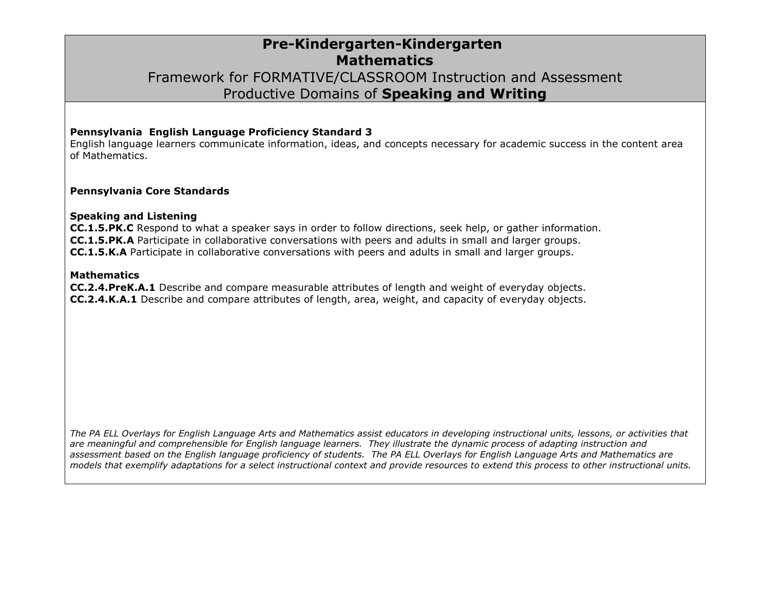# Pre-Kindergarten-Kindergarten
# Mathematics
## Framework for FORMATIVE/CLASSROOM Instruction and Assessment
## Productive Domains of **Speaking and Writing**

**Pennsylvania English Language Proficiency Standard 3**
English language learners communicate information, ideas, and concepts necessary for academic success in the content area of Mathematics.

**Pennsylvania Core Standards**

**Speaking and Listening**
**CC.1.5.PK.C** Respond to what a speaker says in order to follow directions, seek help, or gather information.
**CC.1.5.PK.A** Participate in collaborative conversations with peers and adults in small and larger groups.
**CC.1.5.K.A** Participate in collaborative conversations with peers and adults in small and larger groups.

**Mathematics**
**CC.2.4.PreK.A.1** Describe and compare measurable attributes of length and weight of everyday objects.
**CC.2.4.K.A.1** Describe and compare attributes of length, area, weight, and capacity of everyday objects.

*The PA ELL Overlays for English Language Arts and Mathematics assist educators in developing instructional units, lessons, or activities that are meaningful and comprehensible for English language learners. They illustrate the dynamic process of adapting instruction and assessment based on the English language proficiency of students. The PA ELL Overlays for English Language Arts and Mathematics are models that exemplify adaptations for a select instructional context and provide resources to extend this process to other instructional units.*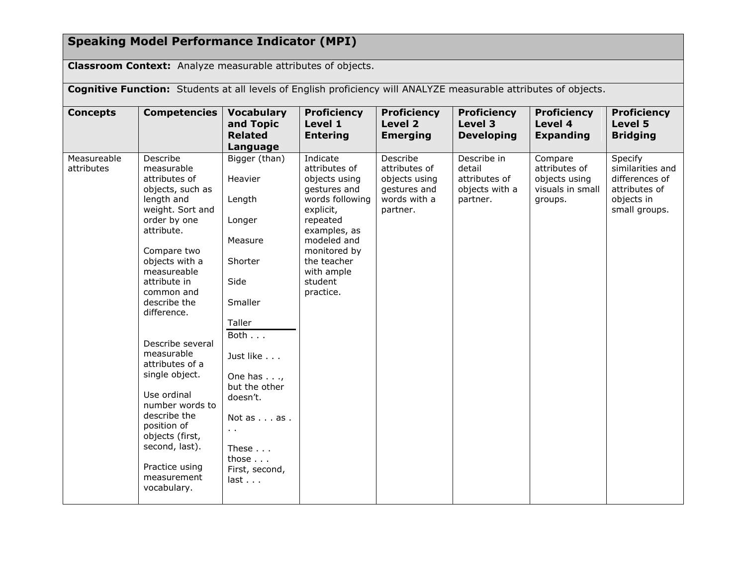| **Speaking Model Performance Indicator (MPI)** | | | | | | | |
|---|---|---|---|---|---|---|---|
| **Classroom Context:** Analyze measurable attributes of objects. | | | | | | | |
| **Cognitive Function:** Students at all levels of English proficiency will ANALYZE measurable attributes of objects. | | | | | | | |
| **Concepts** | **Competencies** | **Vocabulary and Topic Related Language** | **Proficiency Level 1 Entering** | **Proficiency Level 2 Emerging** | **Proficiency Level 3 Developing** | **Proficiency Level 4 Expanding** | **Proficiency Level 5 Bridging** |
| Measureable attributes | Describe measurable attributes of objects, such as length and weight. Sort and order by one attribute.<br><br>Compare two objects with a measureable attribute in common and describe the difference.<br><br>Describe several measurable attributes of a single object.<br><br>Use ordinal number words to describe the position of objects (first, second, last).<br><br>Practice using measurement vocabulary. | Bigger (than)<br><br>Heavier<br><br>Length<br><br>Longer<br><br>Measure<br><br>Shorter<br><br>Side<br><br>Smaller<br><br>Taller<br>---<br>Both . . .<br><br>Just like . . .<br><br>One has . . ., but the other doesn't.<br><br>Not as . . . as . . .<br><br>These . . . those . . .<br>First, second, last . . . | Indicate attributes of objects using gestures and words following explicit, repeated examples, as modeled and monitored by the teacher with ample student practice. | Describe attributes of objects using gestures and words with a partner. | Describe in detail attributes of objects with a partner. | Compare attributes of objects using visuals in small groups. | Specify similarities and differences of attributes of objects in small groups. |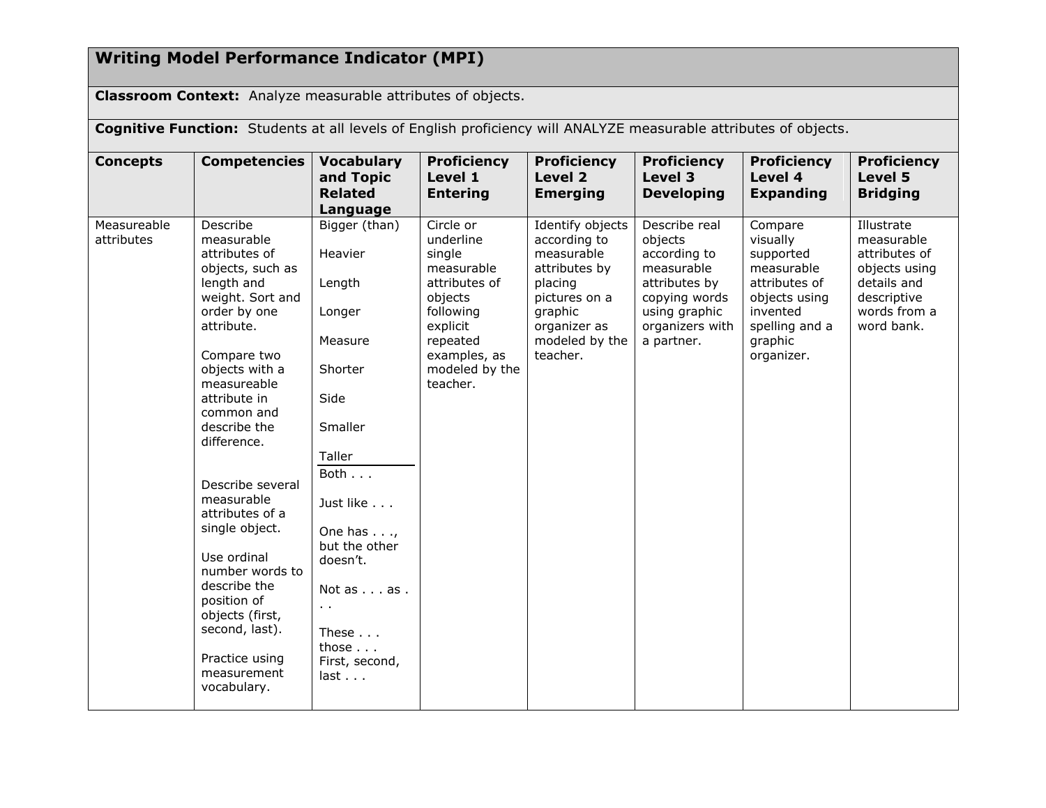## Writing Model Performance Indicator (MPI)

**Classroom Context:** Analyze measurable attributes of objects.

**Cognitive Function:** Students at all levels of English proficiency will ANALYZE measurable attributes of objects.

| Concepts | Competencies | Vocabulary and Topic Related Language | Proficiency Level 1 Entering | Proficiency Level 2 Emerging | Proficiency Level 3 Developing | Proficiency Level 4 Expanding | Proficiency Level 5 Bridging |
|---|---|---|---|---|---|---|---|
| Measureable attributes | Describe measurable attributes of objects, such as length and weight. Sort and order by one attribute.<br><br>Compare two objects with a measureable attribute in common and describe the difference.<br><br>Describe several measurable attributes of a single object.<br><br>Use ordinal number words to describe the position of objects (first, second, last).<br><br>Practice using measurement vocabulary. | Bigger (than)<br><br>Heavier<br><br>Length<br><br>Longer<br><br>Measure<br><br>Shorter<br><br>Side<br><br>Smaller<br><br>Taller<br>---<br>Both . . .<br><br>Just like . . .<br><br>One has . . ., but the other doesn't.<br><br>Not as . . . as . . .<br><br>These . . . those . . .<br>First, second, last . . . | Circle or underline single measurable attributes of objects following explicit repeated examples, as modeled by the teacher. | Identify objects according to measurable attributes by placing pictures on a graphic organizer as modeled by the teacher. | Describe real objects according to measurable attributes by copying words using graphic organizers with a partner. | Compare visually supported measurable attributes of objects using invented spelling and a graphic organizer. | Illustrate measurable attributes of objects using details and descriptive words from a word bank. |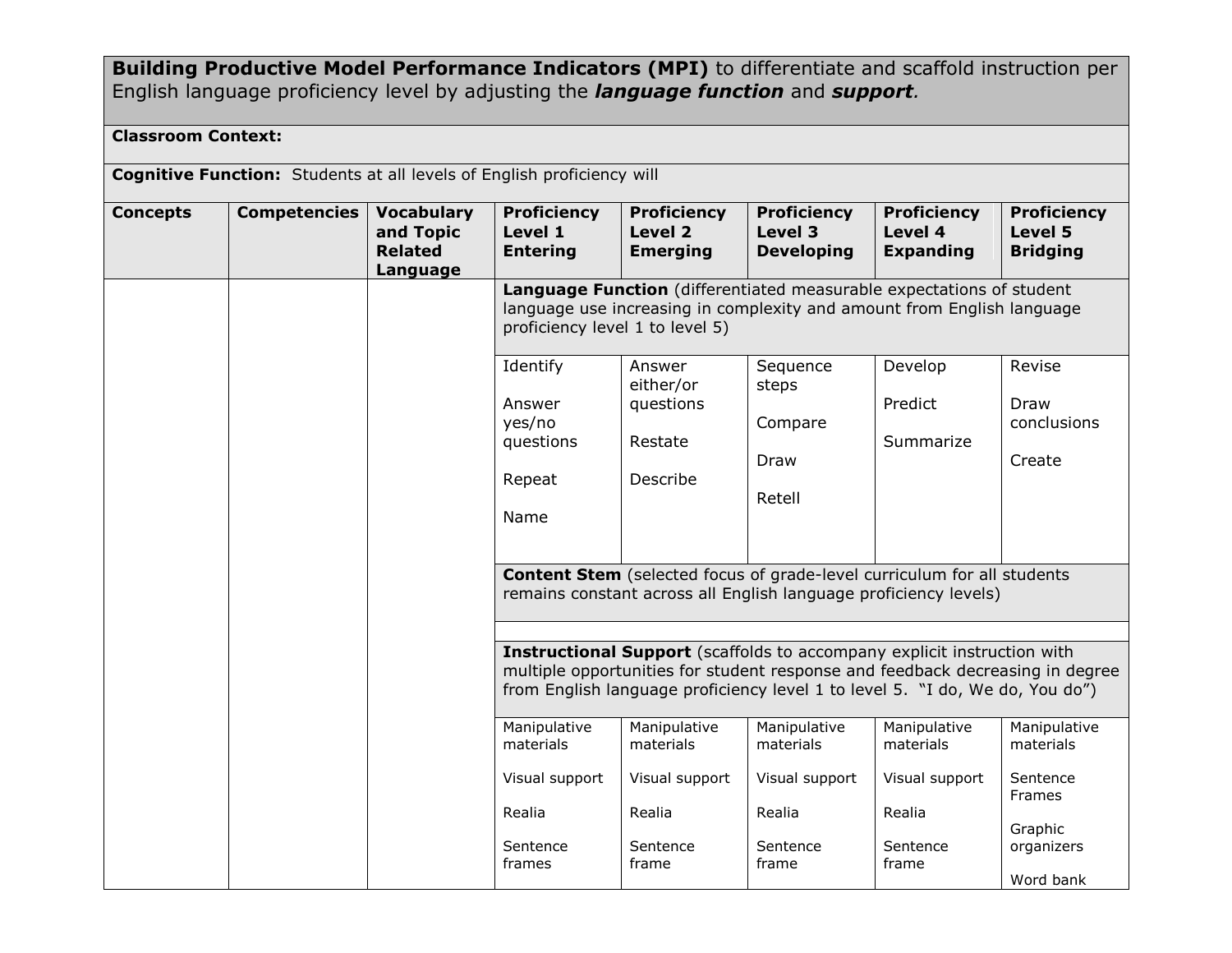**Building Productive Model Performance Indicators (MPI)** to differentiate and scaffold instruction per English language proficiency level by adjusting the ***language function*** and ***support***.

| **Classroom Context:** | | | | | | | |
|---|---|---|---|---|---|---|---|
| **Cognitive Function:** Students at all levels of English proficiency will | | | | | | | |
| **Concepts** | **Competencies** | **Vocabulary and Topic Related Language** | **Proficiency Level 1 Entering** | **Proficiency Level 2 Emerging** | **Proficiency Level 3 Developing** | **Proficiency Level 4 Expanding** | **Proficiency Level 5 Bridging** |
| | | | **Language Function** (differentiated measurable expectations of student language use increasing in complexity and amount from English language proficiency level 1 to level 5) | | | | |
| | | | Identify<br><br>Answer yes/no questions<br><br>Repeat<br><br>Name | Answer either/or questions<br><br>Restate<br><br>Describe | Sequence steps<br><br>Compare<br><br>Draw<br><br>Retell | Develop<br><br>Predict<br><br>Summarize | Revise<br><br>Draw conclusions<br><br>Create |
| | | | **Content Stem** (selected focus of grade-level curriculum for all students remains constant across all English language proficiency levels) | | | | |
| | | | | | | | |
| | | | **Instructional Support** (scaffolds to accompany explicit instruction with multiple opportunities for student response and feedback decreasing in degree from English language proficiency level 1 to level 5. "I do, We do, You do") | | | | |
| | | | Manipulative materials<br><br>Visual support<br><br>Realia<br><br>Sentence frames | Manipulative materials<br><br>Visual support<br><br>Realia<br><br>Sentence frame | Manipulative materials<br><br>Visual support<br><br>Realia<br><br>Sentence frame | Manipulative materials<br><br>Visual support<br><br>Realia<br><br>Sentence frame | Manipulative materials<br><br>Sentence Frames<br><br>Graphic organizers<br><br>Word bank |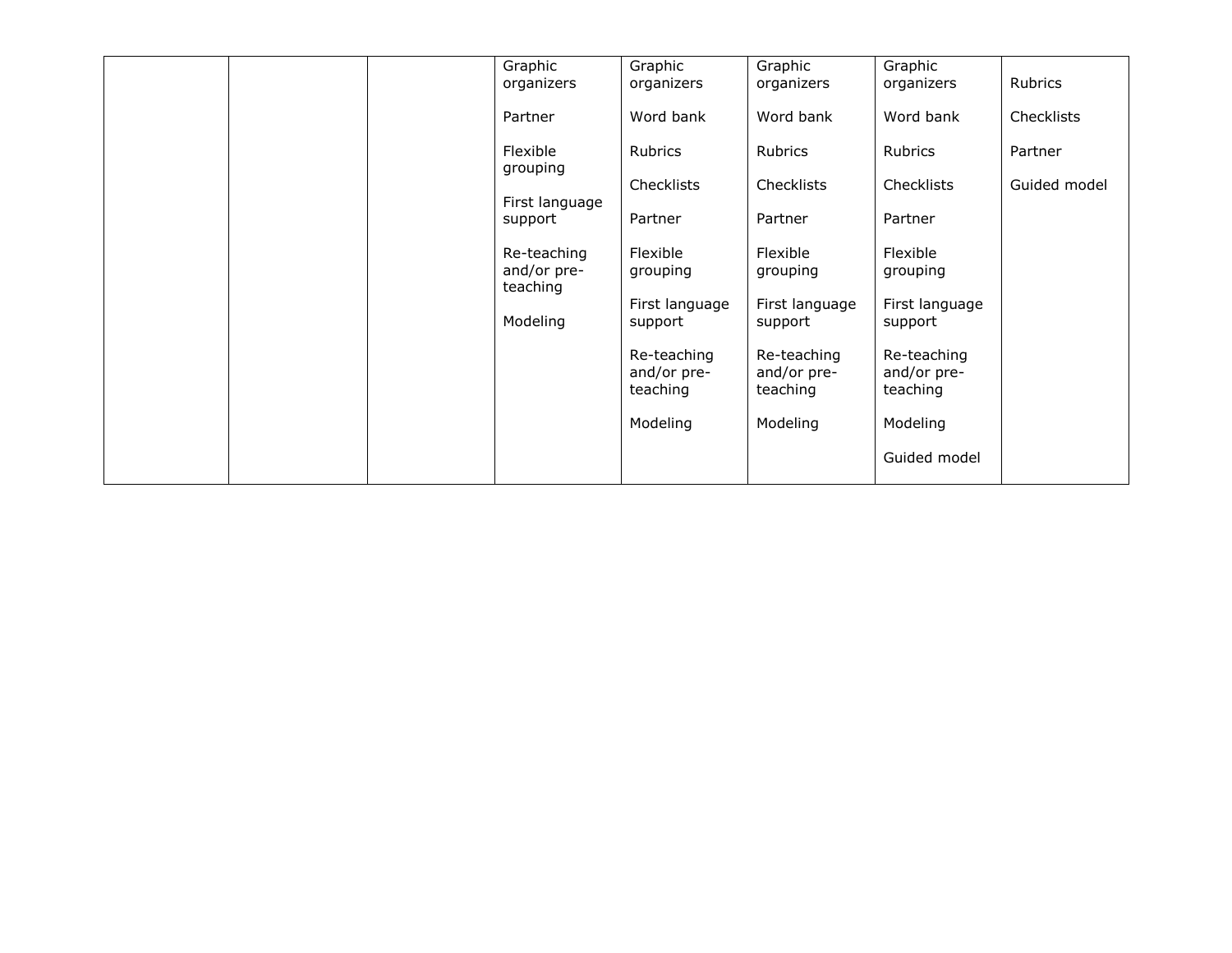| | | | | | | | |
|---|---|---|---|---|---|---|---|
| | | | Graphic organizers<br><br>Partner<br><br>Flexible grouping<br><br>First language support<br><br>Re-teaching and/or pre-teaching<br><br>Modeling | Graphic organizers<br><br>Word bank<br><br>Rubrics<br><br>Checklists<br><br>Partner<br><br>Flexible grouping<br><br>First language support<br><br>Re-teaching and/or pre-teaching<br><br>Modeling | Graphic organizers<br><br>Word bank<br><br>Rubrics<br><br>Checklists<br><br>Partner<br><br>Flexible grouping<br><br>First language support<br><br>Re-teaching and/or pre-teaching<br><br>Modeling | Graphic organizers<br><br>Word bank<br><br>Rubrics<br><br>Checklists<br><br>Partner<br><br>Flexible grouping<br><br>First language support<br><br>Re-teaching and/or pre-teaching<br><br>Modeling<br><br>Guided model | Rubrics<br><br>Checklists<br><br>Partner<br><br>Guided model |